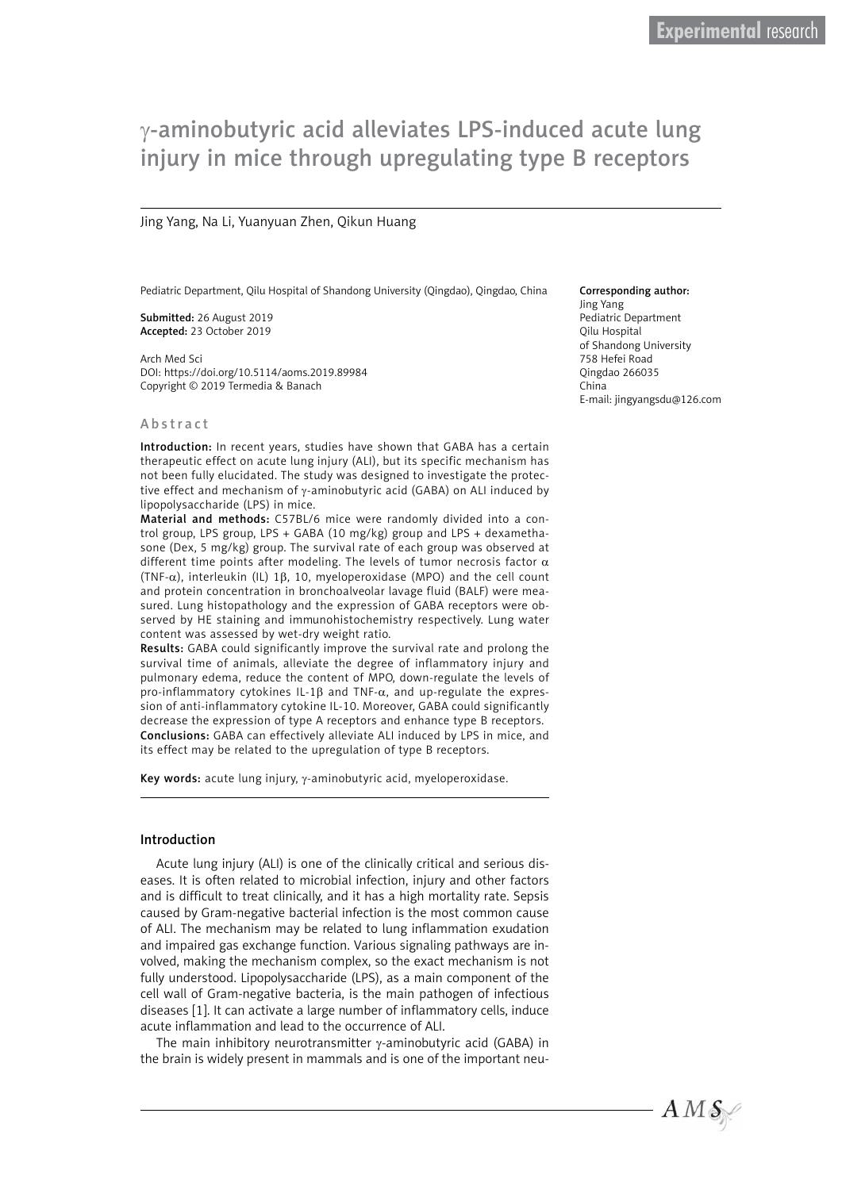# γ-aminobutyric acid alleviates LPS-induced acute lung injury in mice through upregulating type B receptors

Jing Yang, Na Li, Yuanyuan Zhen, Qikun Huang

Pediatric Department, Qilu Hospital of Shandong University (Qingdao), Qingdao, China

**Submitted:** 26 August 2019
**Accepted:** 23 October 2019

Arch Med Sci
DOI: https://doi.org/10.5114/aoms.2019.89984
Copyright © 2019 Termedia & Banach

**Corresponding author:**
Jing Yang
Pediatric Department
Qilu Hospital
of Shandong University
758 Hefei Road
Qingdao 266035
China
E-mail: jingyangsdu@126.com

## Abstract

**Introduction:** In recent years, studies have shown that GABA has a certain therapeutic effect on acute lung injury (ALI), but its specific mechanism has not been fully elucidated. The study was designed to investigate the protective effect and mechanism of γ-aminobutyric acid (GABA) on ALI induced by lipopolysaccharide (LPS) in mice.

**Material and methods:** C57BL/6 mice were randomly divided into a control group, LPS group, LPS + GABA (10 mg/kg) group and LPS + dexamethasone (Dex, 5 mg/kg) group. The survival rate of each group was observed at different time points after modeling. The levels of tumor necrosis factor α (TNF-α), interleukin (IL) 1β, 10, myeloperoxidase (MPO) and the cell count and protein concentration in bronchoalveolar lavage fluid (BALF) were measured. Lung histopathology and the expression of GABA receptors were observed by HE staining and immunohistochemistry respectively. Lung water content was assessed by wet-dry weight ratio.

**Results:** GABA could significantly improve the survival rate and prolong the survival time of animals, alleviate the degree of inflammatory injury and pulmonary edema, reduce the content of MPO, down-regulate the levels of pro-inflammatory cytokines IL-1β and TNF-α, and up-regulate the expression of anti-inflammatory cytokine IL-10. Moreover, GABA could significantly decrease the expression of type A receptors and enhance type B receptors.

**Conclusions:** GABA can effectively alleviate ALI induced by LPS in mice, and its effect may be related to the upregulation of type B receptors.

**Key words:** acute lung injury, γ-aminobutyric acid, myeloperoxidase.

## Introduction

Acute lung injury (ALI) is one of the clinically critical and serious diseases. It is often related to microbial infection, injury and other factors and is difficult to treat clinically, and it has a high mortality rate. Sepsis caused by Gram-negative bacterial infection is the most common cause of ALI. The mechanism may be related to lung inflammation exudation and impaired gas exchange function. Various signaling pathways are involved, making the mechanism complex, so the exact mechanism is not fully understood. Lipopolysaccharide (LPS), as a main component of the cell wall of Gram-negative bacteria, is the main pathogen of infectious diseases [1]. It can activate a large number of inflammatory cells, induce acute inflammation and lead to the occurrence of ALI.

The main inhibitory neurotransmitter γ-aminobutyric acid (GABA) in the brain is widely present in mammals and is one of the important neu-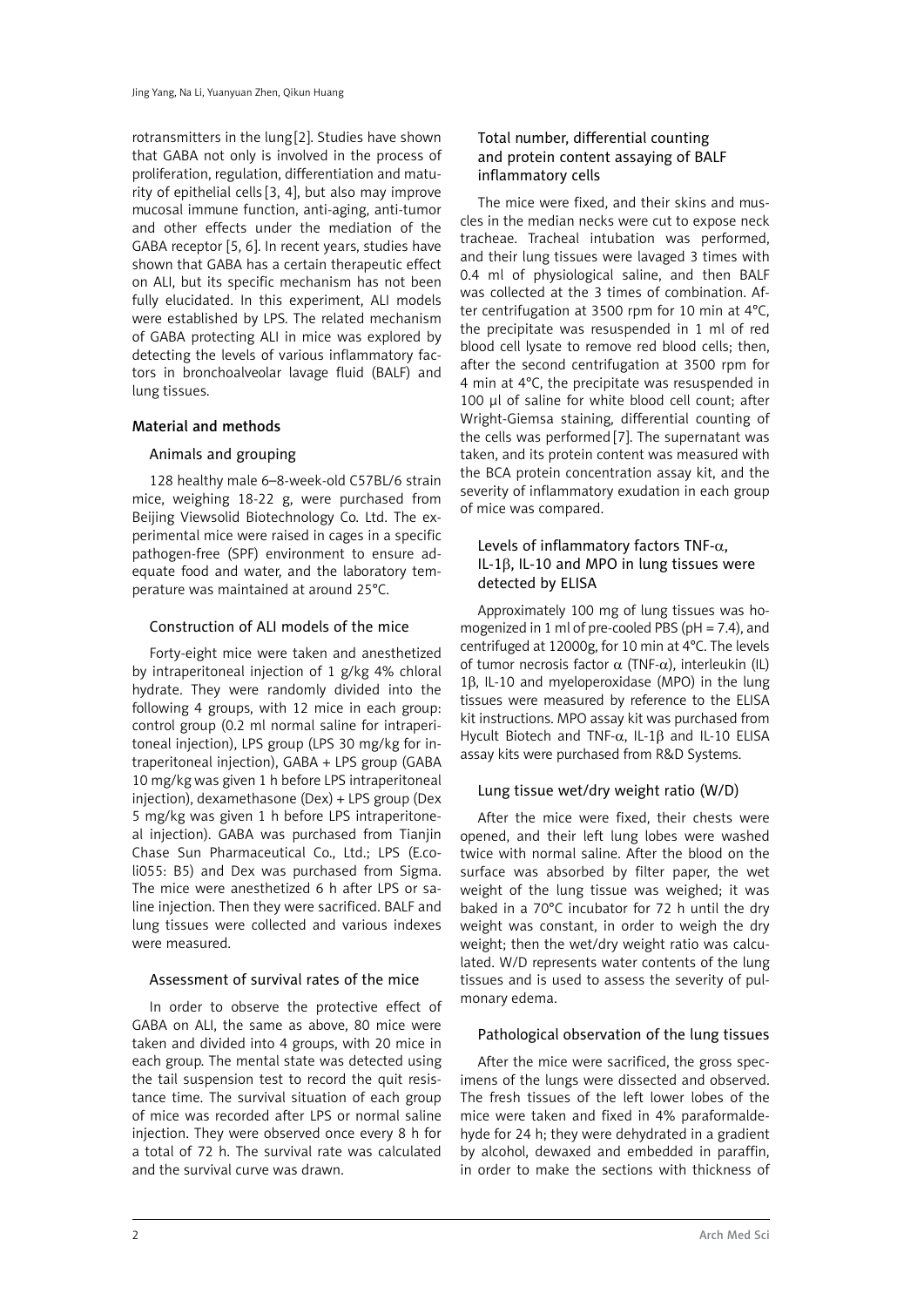rotransmitters in the lung [2]. Studies have shown that GABA not only is involved in the process of proliferation, regulation, differentiation and maturity of epithelial cells [3, 4], but also may improve mucosal immune function, anti-aging, anti-tumor and other effects under the mediation of the GABA receptor [5, 6]. In recent years, studies have shown that GABA has a certain therapeutic effect on ALI, but its specific mechanism has not been fully elucidated. In this experiment, ALI models were established by LPS. The related mechanism of GABA protecting ALI in mice was explored by detecting the levels of various inflammatory factors in bronchoalveolar lavage fluid (BALF) and lung tissues.

## Material and methods

### Animals and grouping

128 healthy male 6–8-week-old C57BL/6 strain mice, weighing 18-22 g, were purchased from Beijing Viewsolid Biotechnology Co. Ltd. The experimental mice were raised in cages in a specific pathogen-free (SPF) environment to ensure adequate food and water, and the laboratory temperature was maintained at around 25°C.

### Construction of ALI models of the mice

Forty-eight mice were taken and anesthetized by intraperitoneal injection of 1 g/kg 4% chloral hydrate. They were randomly divided into the following 4 groups, with 12 mice in each group: control group (0.2 ml normal saline for intraperitoneal injection), LPS group (LPS 30 mg/kg for intraperitoneal injection), GABA + LPS group (GABA 10 mg/kg was given 1 h before LPS intraperitoneal injection), dexamethasone (Dex) + LPS group (Dex 5 mg/kg was given 1 h before LPS intraperitoneal injection). GABA was purchased from Tianjin Chase Sun Pharmaceutical Co., Ltd.; LPS (E.coli055: B5) and Dex was purchased from Sigma. The mice were anesthetized 6 h after LPS or saline injection. Then they were sacrificed. BALF and lung tissues were collected and various indexes were measured.

### Assessment of survival rates of the mice

In order to observe the protective effect of GABA on ALI, the same as above, 80 mice were taken and divided into 4 groups, with 20 mice in each group. The mental state was detected using the tail suspension test to record the quit resistance time. The survival situation of each group of mice was recorded after LPS or normal saline injection. They were observed once every 8 h for a total of 72 h. The survival rate was calculated and the survival curve was drawn.

### Total number, differential counting and protein content assaying of BALF inflammatory cells

The mice were fixed, and their skins and muscles in the median necks were cut to expose neck tracheae. Tracheal intubation was performed, and their lung tissues were lavaged 3 times with 0.4 ml of physiological saline, and then BALF was collected at the 3 times of combination. After centrifugation at 3500 rpm for 10 min at 4°C, the precipitate was resuspended in 1 ml of red blood cell lysate to remove red blood cells; then, after the second centrifugation at 3500 rpm for 4 min at 4°C, the precipitate was resuspended in 100 µl of saline for white blood cell count; after Wright-Giemsa staining, differential counting of the cells was performed [7]. The supernatant was taken, and its protein content was measured with the BCA protein concentration assay kit, and the severity of inflammatory exudation in each group of mice was compared.

### Levels of inflammatory factors TNF-$\alpha$, IL-1$\beta$, IL-10 and MPO in lung tissues were detected by ELISA

Approximately 100 mg of lung tissues was homogenized in 1 ml of pre-cooled PBS (pH = 7.4), and centrifuged at 12000g, for 10 min at 4°C. The levels of tumor necrosis factor $\alpha$ (TNF-$\alpha$), interleukin (IL) 1$\beta$, IL-10 and myeloperoxidase (MPO) in the lung tissues were measured by reference to the ELISA kit instructions. MPO assay kit was purchased from Hycult Biotech and TNF-$\alpha$, IL-1$\beta$ and IL-10 ELISA assay kits were purchased from R&D Systems.

### Lung tissue wet/dry weight ratio (W/D)

After the mice were fixed, their chests were opened, and their left lung lobes were washed twice with normal saline. After the blood on the surface was absorbed by filter paper, the wet weight of the lung tissue was weighed; it was baked in a 70°C incubator for 72 h until the dry weight was constant, in order to weigh the dry weight; then the wet/dry weight ratio was calculated. W/D represents water contents of the lung tissues and is used to assess the severity of pulmonary edema.

### Pathological observation of the lung tissues

After the mice were sacrificed, the gross specimens of the lungs were dissected and observed. The fresh tissues of the left lower lobes of the mice were taken and fixed in 4% paraformaldehyde for 24 h; they were dehydrated in a gradient by alcohol, dewaxed and embedded in paraffin, in order to make the sections with thickness of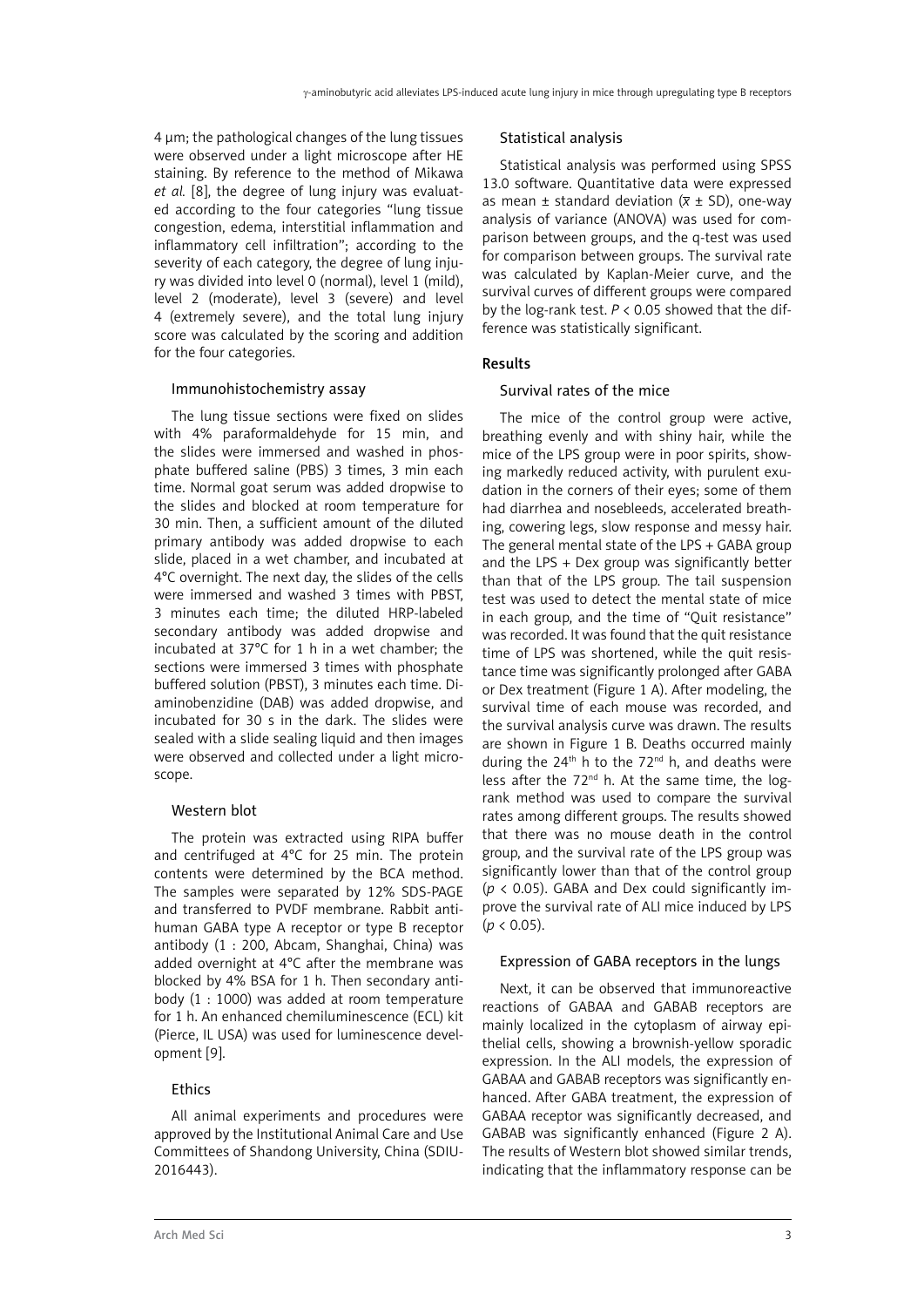4 μm; the pathological changes of the lung tissues were observed under a light microscope after HE staining. By reference to the method of Mikawa *et al.* [8], the degree of lung injury was evaluated according to the four categories "lung tissue congestion, edema, interstitial inflammation and inflammatory cell infiltration"; according to the severity of each category, the degree of lung injury was divided into level 0 (normal), level 1 (mild), level 2 (moderate), level 3 (severe) and level 4 (extremely severe), and the total lung injury score was calculated by the scoring and addition for the four categories.

### Immunohistochemistry assay

The lung tissue sections were fixed on slides with 4% paraformaldehyde for 15 min, and the slides were immersed and washed in phosphate buffered saline (PBS) 3 times, 3 min each time. Normal goat serum was added dropwise to the slides and blocked at room temperature for 30 min. Then, a sufficient amount of the diluted primary antibody was added dropwise to each slide, placed in a wet chamber, and incubated at 4°C overnight. The next day, the slides of the cells were immersed and washed 3 times with PBST, 3 minutes each time; the diluted HRP-labeled secondary antibody was added dropwise and incubated at 37°C for 1 h in a wet chamber; the sections were immersed 3 times with phosphate buffered solution (PBST), 3 minutes each time. Diaminobenzidine (DAB) was added dropwise, and incubated for 30 s in the dark. The slides were sealed with a slide sealing liquid and then images were observed and collected under a light microscope.

### Western blot

The protein was extracted using RIPA buffer and centrifuged at 4°C for 25 min. The protein contents were determined by the BCA method. The samples were separated by 12% SDS-PAGE and transferred to PVDF membrane. Rabbit anti-human GABA type A receptor or type B receptor antibody (1 : 200, Abcam, Shanghai, China) was added overnight at 4°C after the membrane was blocked by 4% BSA for 1 h. Then secondary antibody (1 : 1000) was added at room temperature for 1 h. An enhanced chemiluminescence (ECL) kit (Pierce, IL USA) was used for luminescence development [9].

### Ethics

All animal experiments and procedures were approved by the Institutional Animal Care and Use Committees of Shandong University, China (SDIU-2016443).

### Statistical analysis

Statistical analysis was performed using SPSS 13.0 software. Quantitative data were expressed as mean ± standard deviation ($\bar{x} \pm$ SD), one-way analysis of variance (ANOVA) was used for comparison between groups, and the q-test was used for comparison between groups. The survival rate was calculated by Kaplan-Meier curve, and the survival curves of different groups were compared by the log-rank test. $P < 0.05$ showed that the difference was statistically significant.

## Results

### Survival rates of the mice

The mice of the control group were active, breathing evenly and with shiny hair, while the mice of the LPS group were in poor spirits, showing markedly reduced activity, with purulent exudation in the corners of their eyes; some of them had diarrhea and nosebleeds, accelerated breathing, cowering legs, slow response and messy hair. The general mental state of the LPS + GABA group and the LPS + Dex group was significantly better than that of the LPS group. The tail suspension test was used to detect the mental state of mice in each group, and the time of "Quit resistance" was recorded. It was found that the quit resistance time of LPS was shortened, while the quit resistance time was significantly prolonged after GABA or Dex treatment (Figure 1 A). After modeling, the survival time of each mouse was recorded, and the survival analysis curve was drawn. The results are shown in Figure 1 B. Deaths occurred mainly during the 24th h to the 72nd h, and deaths were less after the 72nd h. At the same time, the log-rank method was used to compare the survival rates among different groups. The results showed that there was no mouse death in the control group, and the survival rate of the LPS group was significantly lower than that of the control group ($p < 0.05$). GABA and Dex could significantly improve the survival rate of ALI mice induced by LPS ($p < 0.05$).

### Expression of GABA receptors in the lungs

Next, it can be observed that immunoreactive reactions of GABAA and GABAB receptors are mainly localized in the cytoplasm of airway epithelial cells, showing a brownish-yellow sporadic expression. In the ALI models, the expression of GABAA and GABAB receptors was significantly enhanced. After GABA treatment, the expression of GABAA receptor was significantly decreased, and GABAB was significantly enhanced (Figure 2 A). The results of Western blot showed similar trends, indicating that the inflammatory response can be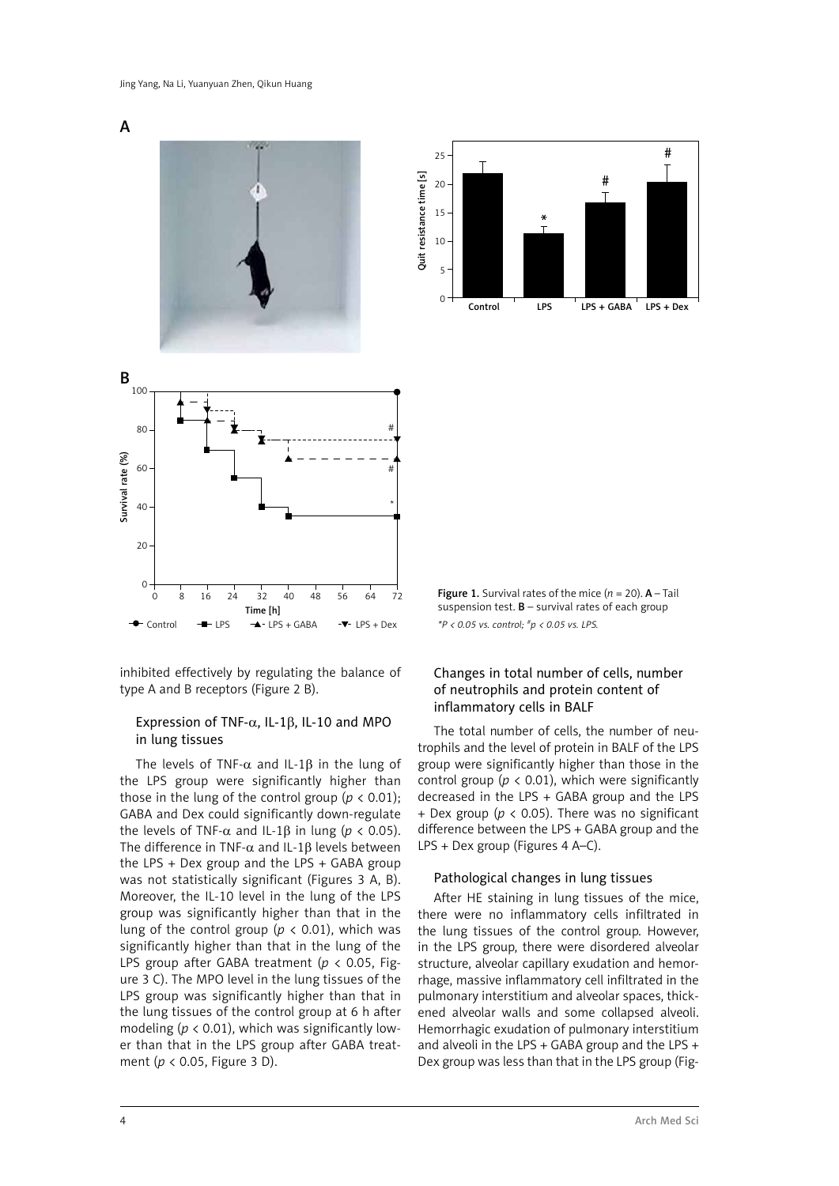Figure 1. Survival rates of the mice ($n = 20$). **A** – Tail suspension test. **B** – survival rates of each group

*\*P < 0.05 vs. control; #p < 0.05 vs. LPS.*

inhibited effectively by regulating the balance of type A and B receptors (Figure 2 B).

### Expression of TNF-α, IL-1β, IL-10 and MPO in lung tissues

The levels of TNF-α and IL-1β in the lung of the LPS group were significantly higher than those in the lung of the control group ($p < 0.01$); GABA and Dex could significantly down-regulate the levels of TNF-α and IL-1β in lung ($p < 0.05$). The difference in TNF-α and IL-1β levels between the LPS + Dex group and the LPS + GABA group was not statistically significant (Figures 3 A, B). Moreover, the IL-10 level in the lung of the LPS group was significantly higher than that in the lung of the control group ($p < 0.01$), which was significantly higher than that in the lung of the LPS group after GABA treatment ($p < 0.05$, Figure 3 C). The MPO level in the lung tissues of the LPS group was significantly higher than that in the lung tissues of the control group at 6 h after modeling ($p < 0.01$), which was significantly lower than that in the LPS group after GABA treatment ($p < 0.05$, Figure 3 D).

### Changes in total number of cells, number of neutrophils and protein content of inflammatory cells in BALF

The total number of cells, the number of neutrophils and the level of protein in BALF of the LPS group were significantly higher than those in the control group ($p < 0.01$), which were significantly decreased in the LPS + GABA group and the LPS + Dex group ($p < 0.05$). There was no significant difference between the LPS + GABA group and the LPS + Dex group (Figures 4 A–C).

### Pathological changes in lung tissues

After HE staining in lung tissues of the mice, there were no inflammatory cells infiltrated in the lung tissues of the control group. However, in the LPS group, there were disordered alveolar structure, alveolar capillary exudation and hemorrhage, massive inflammatory cell infiltrated in the pulmonary interstitium and alveolar spaces, thickened alveolar walls and some collapsed alveoli. Hemorrhagic exudation of pulmonary interstitium and alveoli in the LPS + GABA group and the LPS + Dex group was less than that in the LPS group (Fig-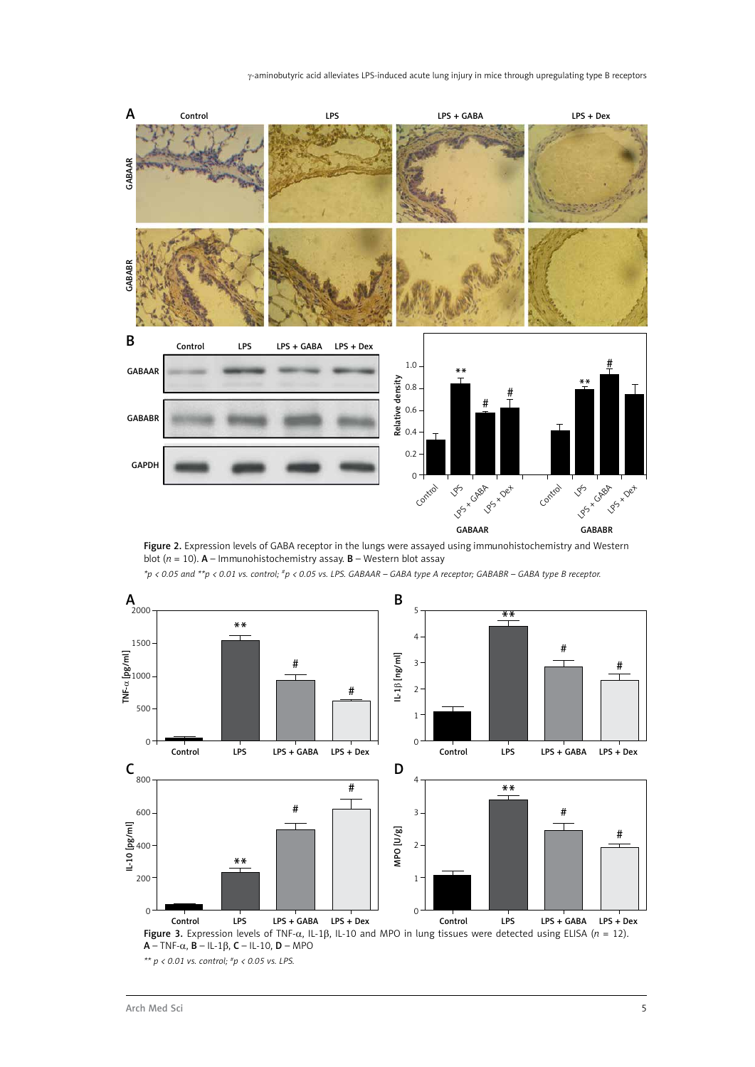**Figure 2.** Expression levels of GABA receptor in the lungs were assayed using immunohistochemistry and Western blot ($n$ = 10). **A** – Immunohistochemistry assay. **B** – Western blot assay

*\*p < 0.05 and \*\*p < 0.01 vs. control; #p < 0.05 vs. LPS. GABAAR – GABA type A receptor; GABABR – GABA type B receptor.*

**Figure 3.** Expression levels of TNF-α, IL-1β, IL-10 and MPO in lung tissues were detected using ELISA ($n$ = 12). **A** – TNF-α, **B** – IL-1β, **C** – IL-10, **D** – MPO

*\*\* p < 0.01 vs. control; #p < 0.05 vs. LPS.*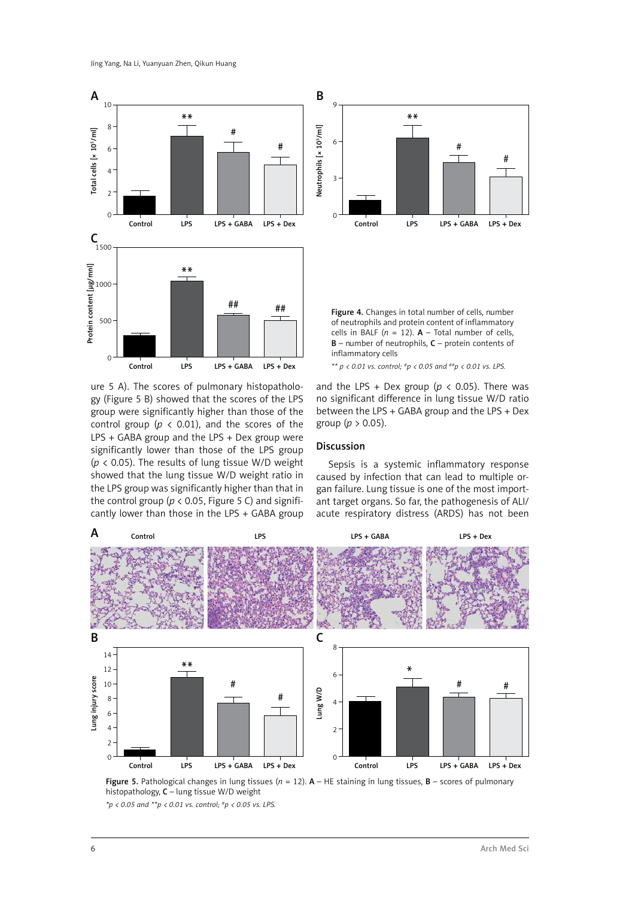**Figure 4.** Changes in total number of cells, number of neutrophils and protein content of inflammatory cells in BALF ($n$ = 12). **A** – Total number of cells, **B** – number of neutrophils, **C** – protein contents of inflammatory cells

*** $p < 0.01$ vs. control; # $p < 0.05$ and ## $p < 0.01$ vs. LPS.*

ure 5 A). The scores of pulmonary histopathology (Figure 5 B) showed that the scores of the LPS group were significantly higher than those of the control group ($p < 0.01$), and the scores of the LPS + GABA group and the LPS + Dex group were significantly lower than those of the LPS group ($p < 0.05$). The results of lung tissue W/D weight showed that the lung tissue W/D weight ratio in the LPS group was significantly higher than that in the control group ($p < 0.05$, Figure 5 C) and significantly lower than those in the LPS + GABA group and the LPS + Dex group ($p < 0.05$). There was no significant difference in lung tissue W/D ratio between the LPS + GABA group and the LPS + Dex group ($p > 0.05$).

## Discussion

Sepsis is a systemic inflammatory response caused by infection that can lead to multiple organ failure. Lung tissue is one of the most important target organs. So far, the pathogenesis of ALI/acute respiratory distress (ARDS) has not been

**Figure 5.** Pathological changes in lung tissues ($n$ = 12). **A** – HE staining in lung tissues, **B** – scores of pulmonary histopathology, **C** – lung tissue W/D weight

*\* $p < 0.05$ and ** $p < 0.01$ vs. control; # $p < 0.05$ vs. LPS.*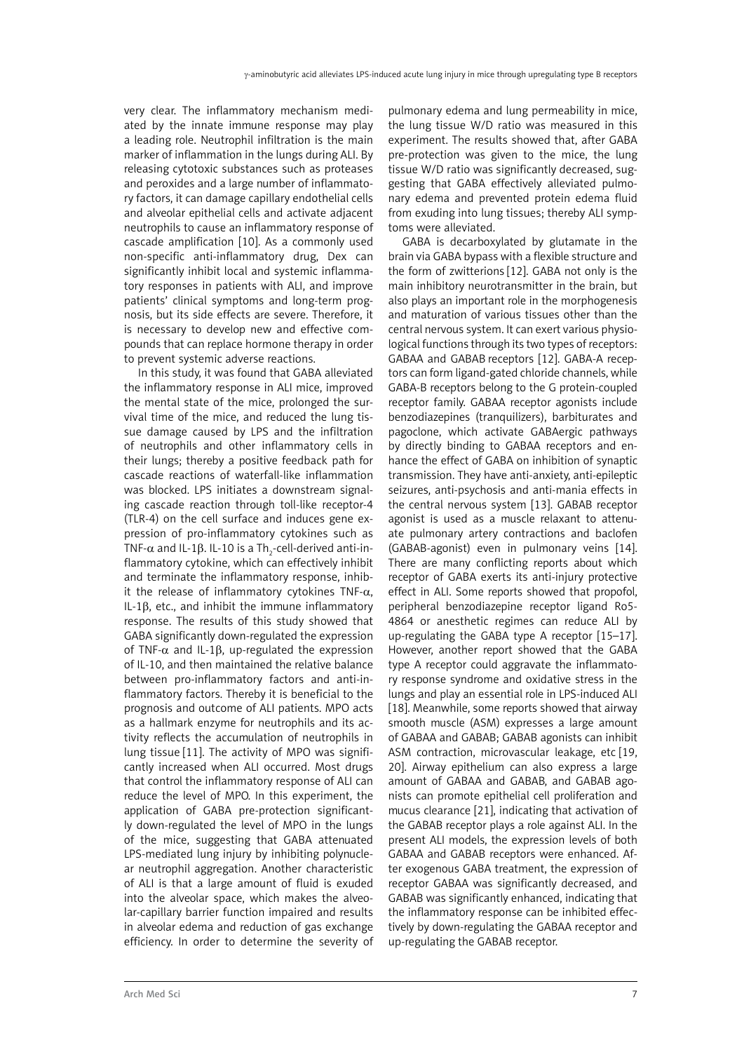very clear. The inflammatory mechanism mediated by the innate immune response may play a leading role. Neutrophil infiltration is the main marker of inflammation in the lungs during ALI. By releasing cytotoxic substances such as proteases and peroxides and a large number of inflammatory factors, it can damage capillary endothelial cells and alveolar epithelial cells and activate adjacent neutrophils to cause an inflammatory response of cascade amplification [10]. As a commonly used non-specific anti-inflammatory drug, Dex can significantly inhibit local and systemic inflammatory responses in patients with ALI, and improve patients' clinical symptoms and long-term prognosis, but its side effects are severe. Therefore, it is necessary to develop new and effective compounds that can replace hormone therapy in order to prevent systemic adverse reactions.

In this study, it was found that GABA alleviated the inflammatory response in ALI mice, improved the mental state of the mice, prolonged the survival time of the mice, and reduced the lung tissue damage caused by LPS and the infiltration of neutrophils and other inflammatory cells in their lungs; thereby a positive feedback path for cascade reactions of waterfall-like inflammation was blocked. LPS initiates a downstream signaling cascade reaction through toll-like receptor-4 (TLR-4) on the cell surface and induces gene expression of pro-inflammatory cytokines such as TNF-$\alpha$ and IL-1$\beta$. IL-10 is a $Th_2$-cell-derived anti-inflammatory cytokine, which can effectively inhibit and terminate the inflammatory response, inhibit the release of inflammatory cytokines TNF-$\alpha$, IL-1$\beta$, etc., and inhibit the immune inflammatory response. The results of this study showed that GABA significantly down-regulated the expression of TNF-$\alpha$ and IL-1$\beta$, up-regulated the expression of IL-10, and then maintained the relative balance between pro-inflammatory factors and anti-inflammatory factors. Thereby it is beneficial to the prognosis and outcome of ALI patients. MPO acts as a hallmark enzyme for neutrophils and its activity reflects the accumulation of neutrophils in lung tissue [11]. The activity of MPO was significantly increased when ALI occurred. Most drugs that control the inflammatory response of ALI can reduce the level of MPO. In this experiment, the application of GABA pre-protection significantly down-regulated the level of MPO in the lungs of the mice, suggesting that GABA attenuated LPS-mediated lung injury by inhibiting polynuclear neutrophil aggregation. Another characteristic of ALI is that a large amount of fluid is exuded into the alveolar space, which makes the alveolar-capillary barrier function impaired and results in alveolar edema and reduction of gas exchange efficiency. In order to determine the severity of pulmonary edema and lung permeability in mice, the lung tissue W/D ratio was measured in this experiment. The results showed that, after GABA pre-protection was given to the mice, the lung tissue W/D ratio was significantly decreased, suggesting that GABA effectively alleviated pulmonary edema and prevented protein edema fluid from exuding into lung tissues; thereby ALI symptoms were alleviated.

GABA is decarboxylated by glutamate in the brain via GABA bypass with a flexible structure and the form of zwitterions [12]. GABA not only is the main inhibitory neurotransmitter in the brain, but also plays an important role in the morphogenesis and maturation of various tissues other than the central nervous system. It can exert various physiological functions through its two types of receptors: GABAA and GABAB receptors [12]. GABA-A receptors can form ligand-gated chloride channels, while GABA-B receptors belong to the G protein-coupled receptor family. GABAA receptor agonists include benzodiazepines (tranquilizers), barbiturates and pagoclone, which activate GABAergic pathways by directly binding to GABAA receptors and enhance the effect of GABA on inhibition of synaptic transmission. They have anti-anxiety, anti-epileptic seizures, anti-psychosis and anti-mania effects in the central nervous system [13]. GABAB receptor agonist is used as a muscle relaxant to attenuate pulmonary artery contractions and baclofen (GABAB-agonist) even in pulmonary veins [14]. There are many conflicting reports about which receptor of GABA exerts its anti-injury protective effect in ALI. Some reports showed that propofol, peripheral benzodiazepine receptor ligand Ro5-4864 or anesthetic regimes can reduce ALI by up-regulating the GABA type A receptor [15–17]. However, another report showed that the GABA type A receptor could aggravate the inflammatory response syndrome and oxidative stress in the lungs and play an essential role in LPS-induced ALI [18]. Meanwhile, some reports showed that airway smooth muscle (ASM) expresses a large amount of GABAA and GABAB; GABAB agonists can inhibit ASM contraction, microvascular leakage, etc [19, 20]. Airway epithelium can also express a large amount of GABAA and GABAB, and GABAB agonists can promote epithelial cell proliferation and mucus clearance [21], indicating that activation of the GABAB receptor plays a role against ALI. In the present ALI models, the expression levels of both GABAA and GABAB receptors were enhanced. After exogenous GABA treatment, the expression of receptor GABAA was significantly decreased, and GABAB was significantly enhanced, indicating that the inflammatory response can be inhibited effectively by down-regulating the GABAA receptor and up-regulating the GABAB receptor.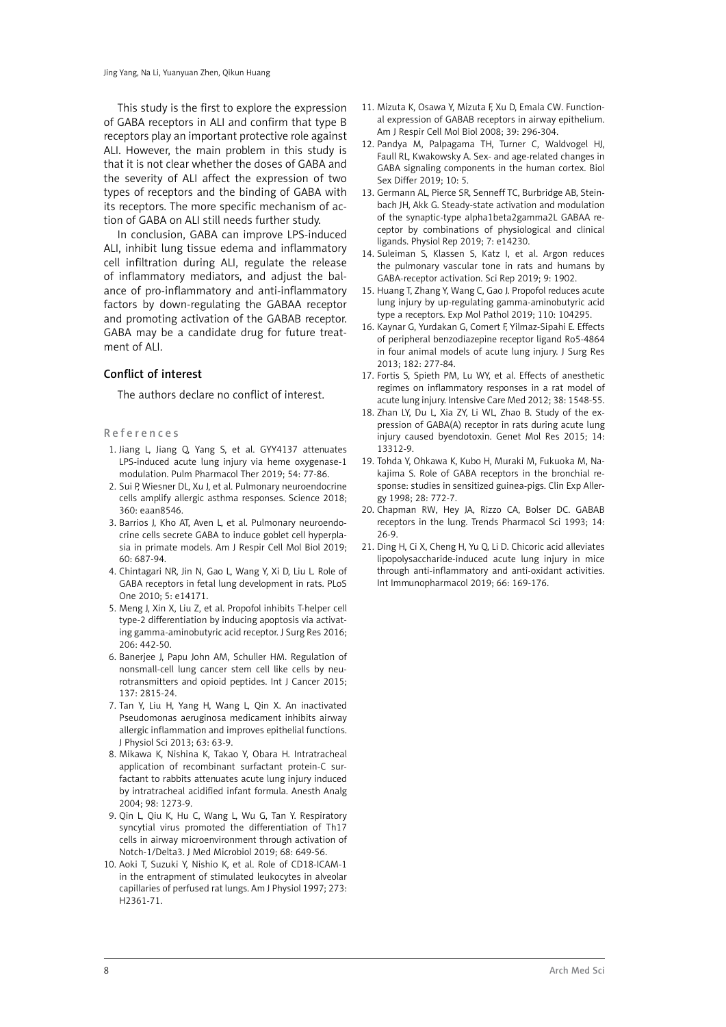This study is the first to explore the expression of GABA receptors in ALI and confirm that type B receptors play an important protective role against ALI. However, the main problem in this study is that it is not clear whether the doses of GABA and the severity of ALI affect the expression of two types of receptors and the binding of GABA with its receptors. The more specific mechanism of action of GABA on ALI still needs further study.

In conclusion, GABA can improve LPS-induced ALI, inhibit lung tissue edema and inflammatory cell infiltration during ALI, regulate the release of inflammatory mediators, and adjust the balance of pro-inflammatory and anti-inflammatory factors by down-regulating the GABAA receptor and promoting activation of the GABAB receptor. GABA may be a candidate drug for future treatment of ALI.

## Conflict of interest

The authors declare no conflict of interest.

## References

1. Jiang L, Jiang Q, Yang S, et al. GYY4137 attenuates LPS-induced acute lung injury via heme oxygenase-1 modulation. Pulm Pharmacol Ther 2019; 54: 77-86.
2. Sui P, Wiesner DL, Xu J, et al. Pulmonary neuroendocrine cells amplify allergic asthma responses. Science 2018; 360: eaan8546.
3. Barrios J, Kho AT, Aven L, et al. Pulmonary neuroendocrine cells secrete GABA to induce goblet cell hyperplasia in primate models. Am J Respir Cell Mol Biol 2019; 60: 687-94.
4. Chintagari NR, Jin N, Gao L, Wang Y, Xi D, Liu L. Role of GABA receptors in fetal lung development in rats. PLoS One 2010; 5: e14171.
5. Meng J, Xin X, Liu Z, et al. Propofol inhibits T-helper cell type-2 differentiation by inducing apoptosis via activating gamma-aminobutyric acid receptor. J Surg Res 2016; 206: 442-50.
6. Banerjee J, Papu John AM, Schuller HM. Regulation of nonsmall-cell lung cancer stem cell like cells by neurotransmitters and opioid peptides. Int J Cancer 2015; 137: 2815-24.
7. Tan Y, Liu H, Yang H, Wang L, Qin X. An inactivated Pseudomonas aeruginosa medicament inhibits airway allergic inflammation and improves epithelial functions. J Physiol Sci 2013; 63: 63-9.
8. Mikawa K, Nishina K, Takao Y, Obara H. Intratracheal application of recombinant surfactant protein-C surfactant to rabbits attenuates acute lung injury induced by intratracheal acidified infant formula. Anesth Analg 2004; 98: 1273-9.
9. Qin L, Qiu K, Hu C, Wang L, Wu G, Tan Y. Respiratory syncytial virus promoted the differentiation of Th17 cells in airway microenvironment through activation of Notch-1/Delta3. J Med Microbiol 2019; 68: 649-56.
10. Aoki T, Suzuki Y, Nishio K, et al. Role of CD18-ICAM-1 in the entrapment of stimulated leukocytes in alveolar capillaries of perfused rat lungs. Am J Physiol 1997; 273: H2361-71.
11. Mizuta K, Osawa Y, Mizuta F, Xu D, Emala CW. Functional expression of GABAB receptors in airway epithelium. Am J Respir Cell Mol Biol 2008; 39: 296-304.
12. Pandya M, Palpagama TH, Turner C, Waldvogel HJ, Faull RL, Kwakowsky A. Sex- and age-related changes in GABA signaling components in the human cortex. Biol Sex Differ 2019; 10: 5.
13. Germann AL, Pierce SR, Senneff TC, Burbridge AB, Steinbach JH, Akk G. Steady-state activation and modulation of the synaptic-type alpha1beta2gamma2L GABAA receptor by combinations of physiological and clinical ligands. Physiol Rep 2019; 7: e14230.
14. Suleiman S, Klassen S, Katz I, et al. Argon reduces the pulmonary vascular tone in rats and humans by GABA-receptor activation. Sci Rep 2019; 9: 1902.
15. Huang T, Zhang Y, Wang C, Gao J. Propofol reduces acute lung injury by up-regulating gamma-aminobutyric acid type a receptors. Exp Mol Pathol 2019; 110: 104295.
16. Kaynar G, Yurdakan G, Comert F, Yilmaz-Sipahi E. Effects of peripheral benzodiazepine receptor ligand Ro5-4864 in four animal models of acute lung injury. J Surg Res 2013; 182: 277-84.
17. Fortis S, Spieth PM, Lu WY, et al. Effects of anesthetic regimes on inflammatory responses in a rat model of acute lung injury. Intensive Care Med 2012; 38: 1548-55.
18. Zhan LY, Du L, Xia ZY, Li WL, Zhao B. Study of the expression of GABA(A) receptor in rats during acute lung injury caused byendotoxin. Genet Mol Res 2015; 14: 13312-9.
19. Tohda Y, Ohkawa K, Kubo H, Muraki M, Fukuoka M, Nakajima S. Role of GABA receptors in the bronchial response: studies in sensitized guinea-pigs. Clin Exp Allergy 1998; 28: 772-7.
20. Chapman RW, Hey JA, Rizzo CA, Bolser DC. GABAB receptors in the lung. Trends Pharmacol Sci 1993; 14: 26-9.
21. Ding H, Ci X, Cheng H, Yu Q, Li D. Chicoric acid alleviates lipopolysaccharide-induced acute lung injury in mice through anti-inflammatory and anti-oxidant activities. Int Immunopharmacol 2019; 66: 169-176.